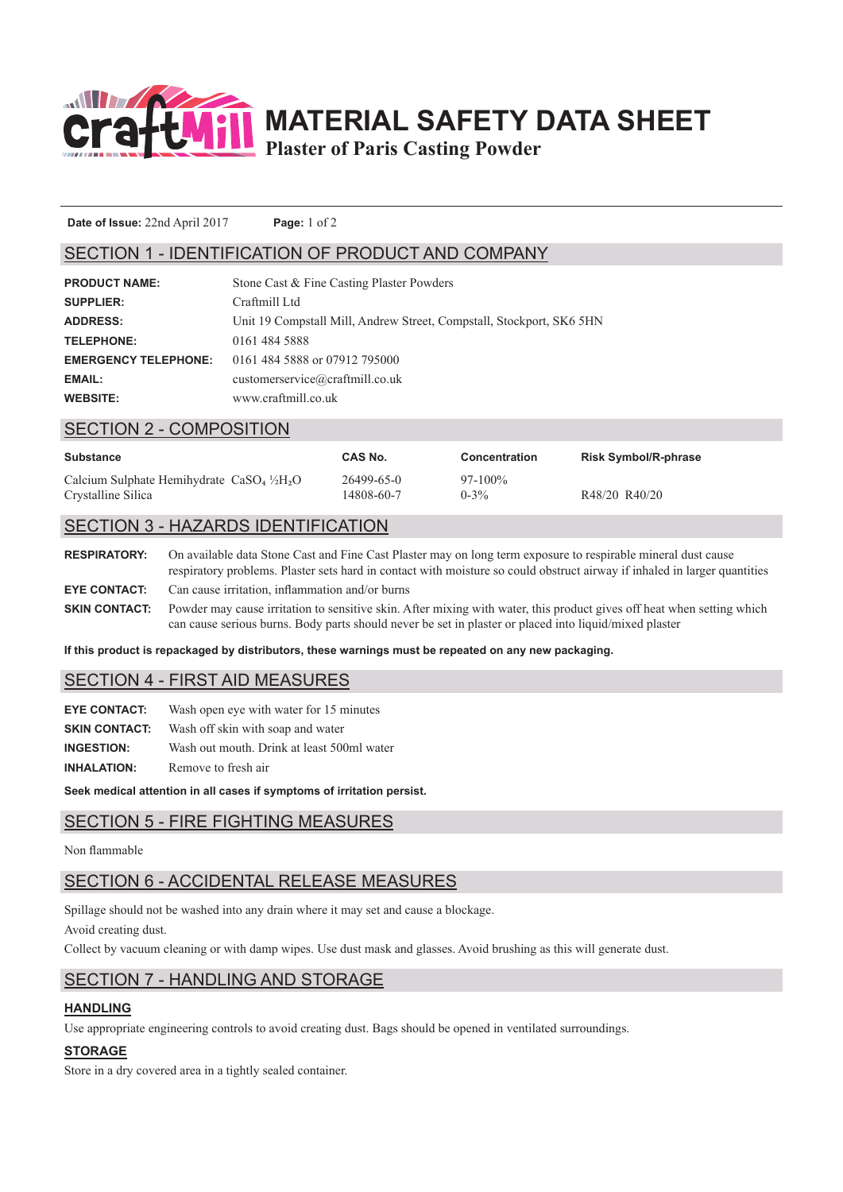# MATERIAL SAFETY DATA SHEET

## Plaster of Paris Casting Powder

**Date of Issue:** 22nd April 2017

## SECTION 1 - IDENTIFICATION OF PRODUCT AND COMPANY

| | |
|---|---|
| **PRODUCT NAME:** | Stone Cast & Fine Casting Plaster Powders |
| **SUPPLIER:** | Craftmill Ltd |
| **ADDRESS:** | Unit 19 Compstall Mill, Andrew Street, Compstall, Stockport, SK6 5HN |
| **TELEPHONE:** | 0161 484 5888 |
| **EMERGENCY TELEPHONE:** | 0161 484 5888 or 07912 795000 |
| **EMAIL:** | customerservice@craftmill.co.uk |
| **WEBSITE:** | www.craftmill.co.uk |

## SECTION 2 - COMPOSITION

| Substance | CAS No. | Concentration | Risk Symbol/R-phrase |
|---|---|---|---|
| Calcium Sulphate Hemihydrate $CaSO_4 \frac{1}{2}H_2O$ | 26499-65-0 | 97-100% | |
| Crystalline Silica | 14808-60-7 | 0-3% | R48/20 R40/20 |

## SECTION 3 - HAZARDS IDENTIFICATION

**RESPIRATORY:** On available data Stone Cast and Fine Cast Plaster may on long term exposure to respirable mineral dust cause respiratory problems. Plaster sets hard in contact with moisture so could obstruct airway if inhaled in larger quantities

**EYE CONTACT:** Can cause irritation, inflammation and/or burns

**SKIN CONTACT:** Powder may cause irritation to sensitive skin. After mixing with water, this product gives off heat when setting which can cause serious burns. Body parts should never be set in plaster or placed into liquid/mixed plaster

**If this product is repackaged by distributors, these warnings must be repeated on any new packaging.**

## SECTION 4 - FIRST AID MEASURES

**EYE CONTACT:** Wash open eye with water for 15 minutes

**SKIN CONTACT:** Wash off skin with soap and water

**INGESTION:** Wash out mouth. Drink at least 500ml water

**INHALATION:** Remove to fresh air

**Seek medical attention in all cases if symptoms of irritation persist.**

## SECTION 5 - FIRE FIGHTING MEASURES

Non flammable

## SECTION 6 - ACCIDENTAL RELEASE MEASURES

Spillage should not be washed into any drain where it may set and cause a blockage.

Avoid creating dust.

Collect by vacuum cleaning or with damp wipes. Use dust mask and glasses. Avoid brushing as this will generate dust.

## SECTION 7 - HANDLING AND STORAGE

### HANDLING

Use appropriate engineering controls to avoid creating dust. Bags should be opened in ventilated surroundings.

### STORAGE

Store in a dry covered area in a tightly sealed container.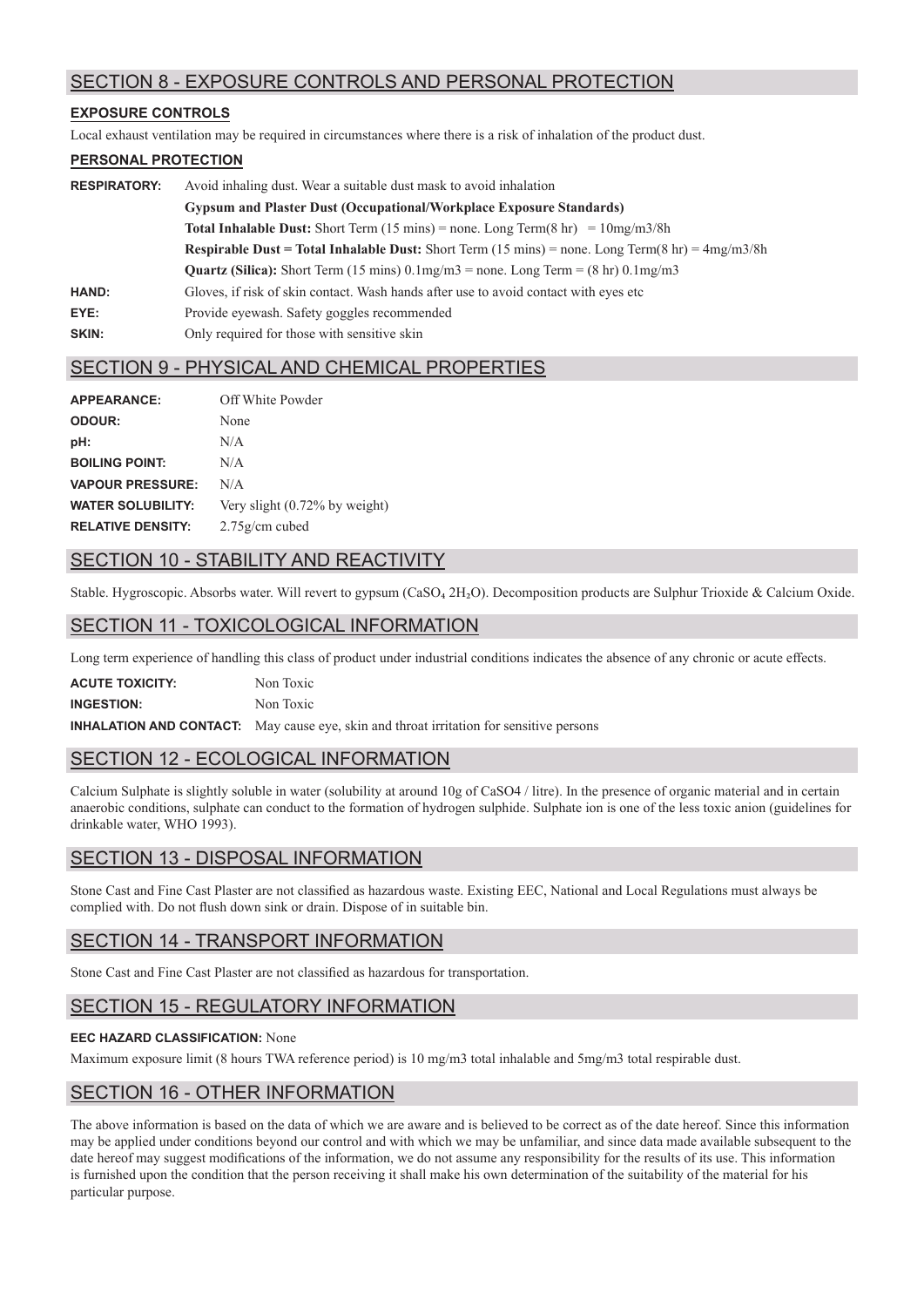## SECTION 8 - EXPOSURE CONTROLS AND PERSONAL PROTECTION

### EXPOSURE CONTROLS

Local exhaust ventilation may be required in circumstances where there is a risk of inhalation of the product dust.

### PERSONAL PROTECTION

| | |
|---|---|
| **RESPIRATORY:** | Avoid inhaling dust. Wear a suitable dust mask to avoid inhalation<br>**Gypsum and Plaster Dust (Occupational/Workplace Exposure Standards)**<br>**Total Inhalable Dust:** Short Term (15 mins) = none. Long Term(8 hr) = 10mg/m3/8h<br>**Respirable Dust = Total Inhalable Dust:** Short Term (15 mins) = none. Long Term(8 hr) = 4mg/m3/8h<br>**Quartz (Silica):** Short Term (15 mins) 0.1mg/m3 = none. Long Term = (8 hr) 0.1mg/m3 |
| **HAND:** | Gloves, if risk of skin contact. Wash hands after use to avoid contact with eyes etc |
| **EYE:** | Provide eyewash. Safety goggles recommended |
| **SKIN:** | Only required for those with sensitive skin |

## SECTION 9 - PHYSICAL AND CHEMICAL PROPERTIES

| | |
|---|---|
| **APPEARANCE:** | Off White Powder |
| **ODOUR:** | None |
| **pH:** | N/A |
| **BOILING POINT:** | N/A |
| **VAPOUR PRESSURE:** | N/A |
| **WATER SOLUBILITY:** | Very slight (0.72% by weight) |
| **RELATIVE DENSITY:** | 2.75g/cm cubed |

## SECTION 10 - STABILITY AND REACTIVITY

Stable. Hygroscopic. Absorbs water. Will revert to gypsum ($CaSO_4$ $2H_2O$). Decomposition products are Sulphur Trioxide & Calcium Oxide.

## SECTION 11 - TOXICOLOGICAL INFORMATION

Long term experience of handling this class of product under industrial conditions indicates the absence of any chronic or acute effects.

| | |
|---|---|
| **ACUTE TOXICITY:** | Non Toxic |
| **INGESTION:** | Non Toxic |
| **INHALATION AND CONTACT:** | May cause eye, skin and throat irritation for sensitive persons |

## SECTION 12 - ECOLOGICAL INFORMATION

Calcium Sulphate is slightly soluble in water (solubility at around 10g of $CaSO_4$ / litre). In the presence of organic material and in certain anaerobic conditions, sulphate can conduct to the formation of hydrogen sulphide. Sulphate ion is one of the less toxic anion (guidelines for drinkable water, WHO 1993).

## SECTION 13 - DISPOSAL INFORMATION

Stone Cast and Fine Cast Plaster are not classified as hazardous waste. Existing EEC, National and Local Regulations must always be complied with. Do not flush down sink or drain. Dispose of in suitable bin.

## SECTION 14 - TRANSPORT INFORMATION

Stone Cast and Fine Cast Plaster are not classified as hazardous for transportation.

## SECTION 15 - REGULATORY INFORMATION

**EEC HAZARD CLASSIFICATION:** None

Maximum exposure limit (8 hours TWA reference period) is 10 mg/m3 total inhalable and 5mg/m3 total respirable dust.

## SECTION 16 - OTHER INFORMATION

The above information is based on the data of which we are aware and is believed to be correct as of the date hereof. Since this information may be applied under conditions beyond our control and with which we may be unfamiliar, and since data made available subsequent to the date hereof may suggest modifications of the information, we do not assume any responsibility for the results of its use. This information is furnished upon the condition that the person receiving it shall make his own determination of the suitability of the material for his particular purpose.